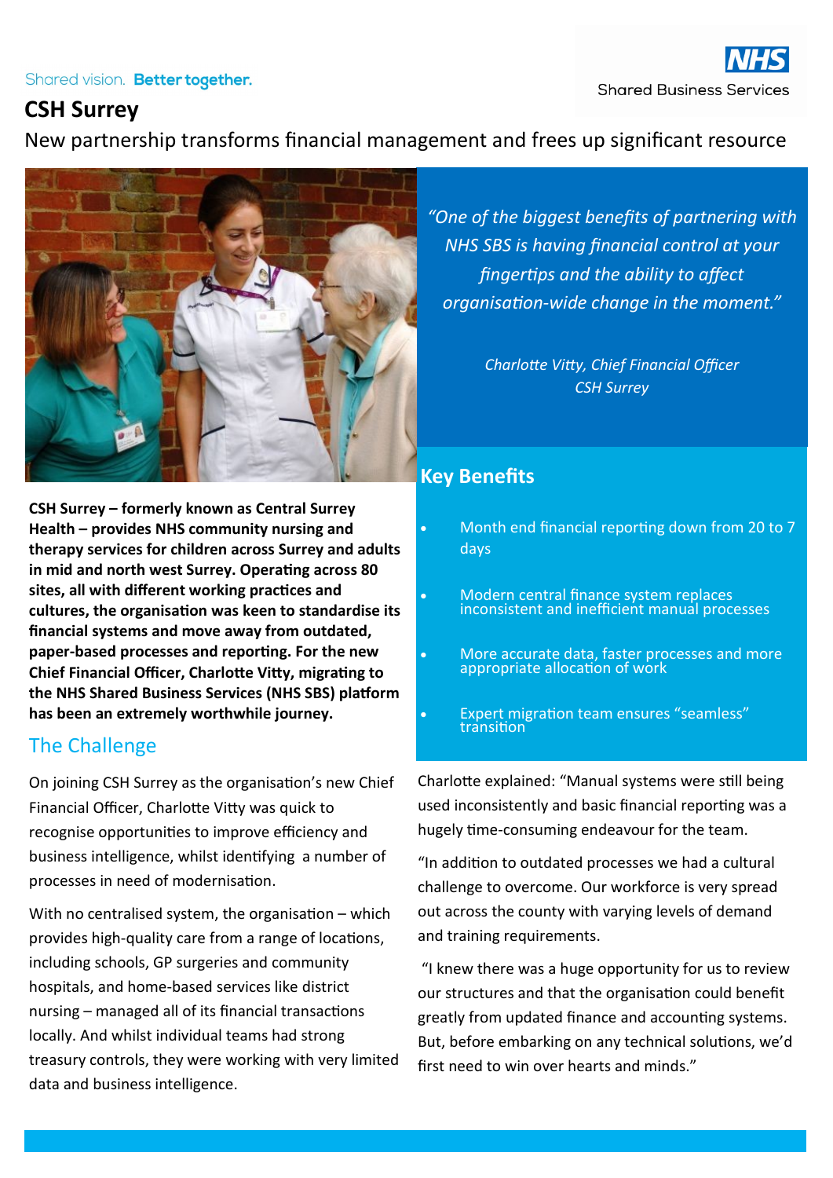Shared vision. **Better together.**

NHS Shared Business Services

# CSH Surrey

New partnership transforms financial management and frees up significant resource

*"One of the biggest benefits of partnering with NHS SBS is having financial control at your fingertips and the ability to affect organisation-wide change in the moment."*

*Charlotte Vitty, Chief Financial Officer*
*CSH Surrey*

**CSH Surrey – formerly known as Central Surrey Health – provides NHS community nursing and therapy services for children across Surrey and adults in mid and north west Surrey. Operating across 80 sites, all with different working practices and cultures, the organisation was keen to standardise its financial systems and move away from outdated, paper-based processes and reporting. For the new Chief Financial Officer, Charlotte Vitty, migrating to the NHS Shared Business Services (NHS SBS) platform has been an extremely worthwhile journey.**

## Key Benefits

- Month end financial reporting down from 20 to 7 days
- Modern central finance system replaces inconsistent and inefficient manual processes
- More accurate data, faster processes and more appropriate allocation of work
- Expert migration team ensures "seamless" transition

## The Challenge

On joining CSH Surrey as the organisation's new Chief Financial Officer, Charlotte Vitty was quick to recognise opportunities to improve efficiency and business intelligence, whilst identifying a number of processes in need of modernisation.

With no centralised system, the organisation – which provides high-quality care from a range of locations, including schools, GP surgeries and community hospitals, and home-based services like district nursing – managed all of its financial transactions locally. And whilst individual teams had strong treasury controls, they were working with very limited data and business intelligence.

Charlotte explained: "Manual systems were still being used inconsistently and basic financial reporting was a hugely time-consuming endeavour for the team.

"In addition to outdated processes we had a cultural challenge to overcome. Our workforce is very spread out across the county with varying levels of demand and training requirements.

"I knew there was a huge opportunity for us to review our structures and that the organisation could benefit greatly from updated finance and accounting systems. But, before embarking on any technical solutions, we'd first need to win over hearts and minds."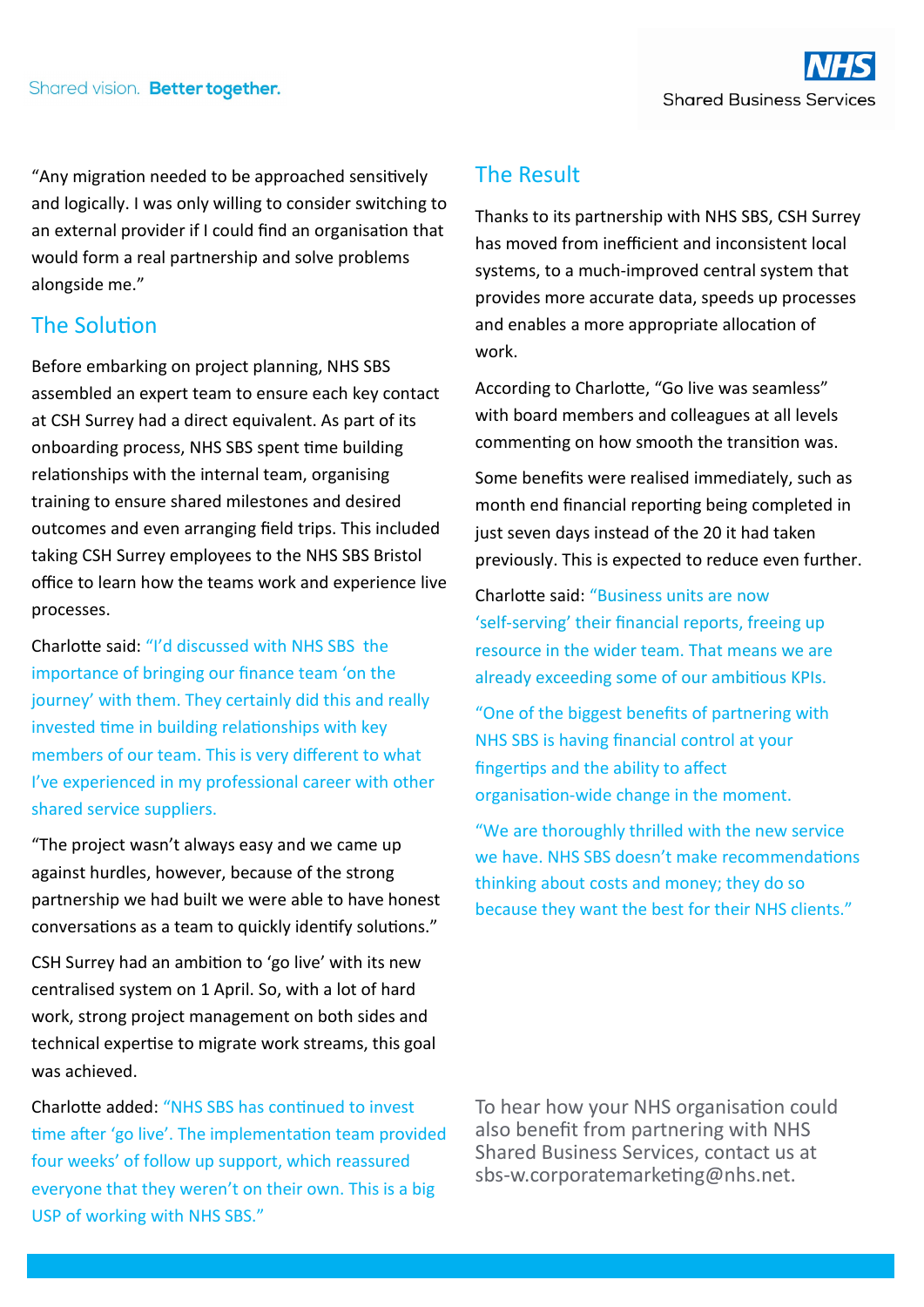"Any migration needed to be approached sensitively and logically. I was only willing to consider switching to an external provider if I could find an organisation that would form a real partnership and solve problems alongside me."

## The Solution

Before embarking on project planning, NHS SBS assembled an expert team to ensure each key contact at CSH Surrey had a direct equivalent. As part of its onboarding process, NHS SBS spent time building relationships with the internal team, organising training to ensure shared milestones and desired outcomes and even arranging field trips. This included taking CSH Surrey employees to the NHS SBS Bristol office to learn how the teams work and experience live processes.

Charlotte said: "I'd discussed with NHS SBS the importance of bringing our finance team 'on the journey' with them. They certainly did this and really invested time in building relationships with key members of our team. This is very different to what I've experienced in my professional career with other shared service suppliers.

"The project wasn't always easy and we came up against hurdles, however, because of the strong partnership we had built we were able to have honest conversations as a team to quickly identify solutions."

CSH Surrey had an ambition to 'go live' with its new centralised system on 1 April. So, with a lot of hard work, strong project management on both sides and technical expertise to migrate work streams, this goal was achieved.

Charlotte added: "NHS SBS has continued to invest time after 'go live'. The implementation team provided four weeks' of follow up support, which reassured everyone that they weren't on their own. This is a big USP of working with NHS SBS."

## The Result

Thanks to its partnership with NHS SBS, CSH Surrey has moved from inefficient and inconsistent local systems, to a much-improved central system that provides more accurate data, speeds up processes and enables a more appropriate allocation of work.

According to Charlotte, "Go live was seamless" with board members and colleagues at all levels commenting on how smooth the transition was.

Some benefits were realised immediately, such as month end financial reporting being completed in just seven days instead of the 20 it had taken previously. This is expected to reduce even further.

Charlotte said: "Business units are now 'self-serving' their financial reports, freeing up resource in the wider team. That means we are already exceeding some of our ambitious KPIs.

"One of the biggest benefits of partnering with NHS SBS is having financial control at your fingertips and the ability to affect organisation-wide change in the moment.

"We are thoroughly thrilled with the new service we have. NHS SBS doesn't make recommendations thinking about costs and money; they do so because they want the best for their NHS clients."

To hear how your NHS organisation could also benefit from partnering with NHS Shared Business Services, contact us at sbs-w.corporatemarketing@nhs.net.